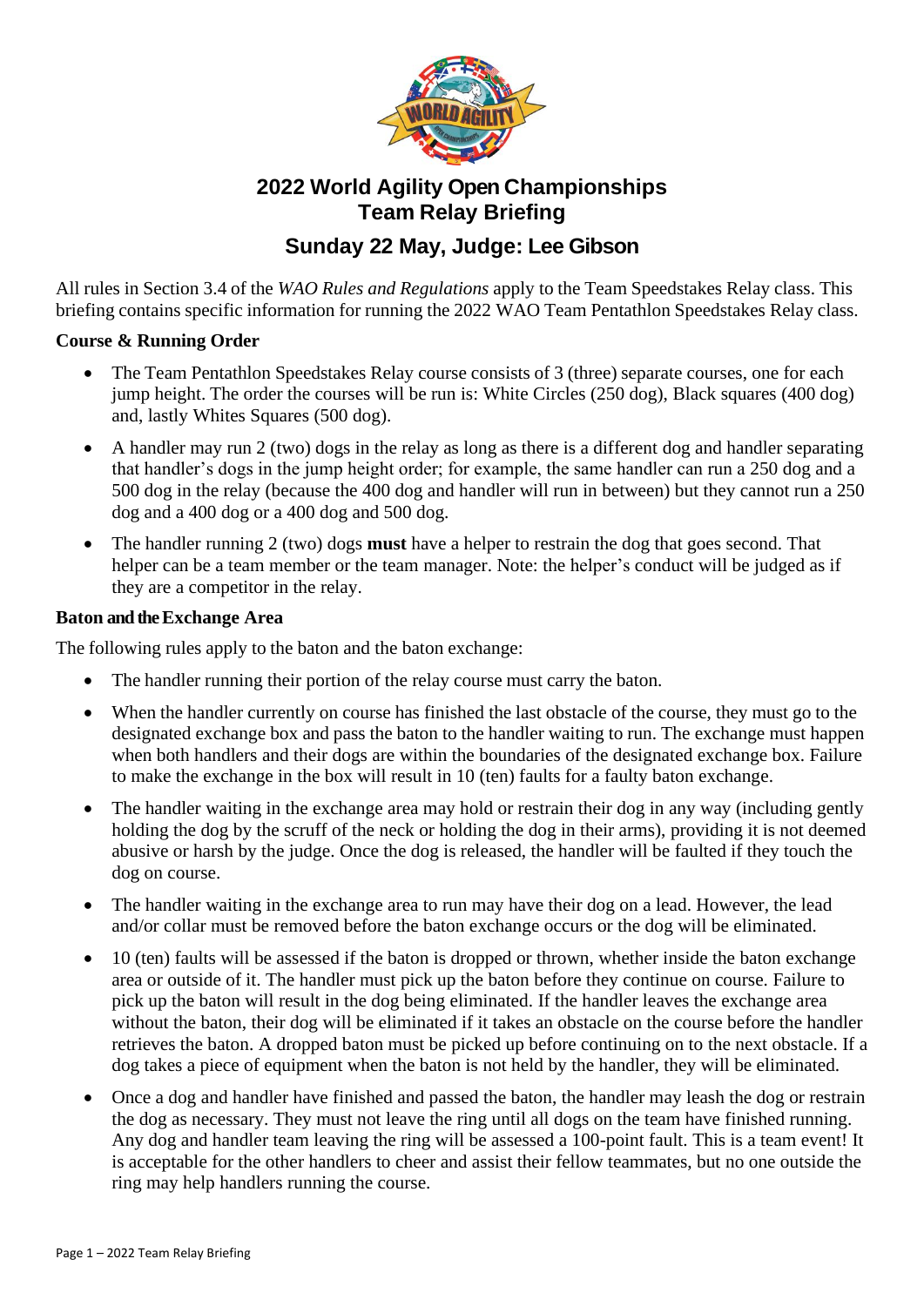# 2022 World Agility Open Championships
# Team Relay Briefing

## Sunday 22 May, Judge: Lee Gibson

All rules in Section 3.4 of the *WAO Rules and Regulations* apply to the Team Speedstakes Relay class. This briefing contains specific information for running the 2022 WAO Team Pentathlon Speedstakes Relay class.

**Course & Running Order**

- The Team Pentathlon Speedstakes Relay course consists of 3 (three) separate courses, one for each jump height. The order the courses will be run is: White Circles (250 dog), Black squares (400 dog) and, lastly Whites Squares (500 dog).
- A handler may run 2 (two) dogs in the relay as long as there is a different dog and handler separating that handler's dogs in the jump height order; for example, the same handler can run a 250 dog and a 500 dog in the relay (because the 400 dog and handler will run in between) but they cannot run a 250 dog and a 400 dog or a 400 dog and 500 dog.
- The handler running 2 (two) dogs **must** have a helper to restrain the dog that goes second. That helper can be a team member or the team manager. Note: the helper's conduct will be judged as if they are a competitor in the relay.

**Baton and the Exchange Area**

The following rules apply to the baton and the baton exchange:

- The handler running their portion of the relay course must carry the baton.
- When the handler currently on course has finished the last obstacle of the course, they must go to the designated exchange box and pass the baton to the handler waiting to run. The exchange must happen when both handlers and their dogs are within the boundaries of the designated exchange box. Failure to make the exchange in the box will result in 10 (ten) faults for a faulty baton exchange.
- The handler waiting in the exchange area may hold or restrain their dog in any way (including gently holding the dog by the scruff of the neck or holding the dog in their arms), providing it is not deemed abusive or harsh by the judge. Once the dog is released, the handler will be faulted if they touch the dog on course.
- The handler waiting in the exchange area to run may have their dog on a lead. However, the lead and/or collar must be removed before the baton exchange occurs or the dog will be eliminated.
- 10 (ten) faults will be assessed if the baton is dropped or thrown, whether inside the baton exchange area or outside of it. The handler must pick up the baton before they continue on course. Failure to pick up the baton will result in the dog being eliminated. If the handler leaves the exchange area without the baton, their dog will be eliminated if it takes an obstacle on the course before the handler retrieves the baton. A dropped baton must be picked up before continuing on to the next obstacle. If a dog takes a piece of equipment when the baton is not held by the handler, they will be eliminated.
- Once a dog and handler have finished and passed the baton, the handler may leash the dog or restrain the dog as necessary. They must not leave the ring until all dogs on the team have finished running. Any dog and handler team leaving the ring will be assessed a 100-point fault. This is a team event! It is acceptable for the other handlers to cheer and assist their fellow teammates, but no one outside the ring may help handlers running the course.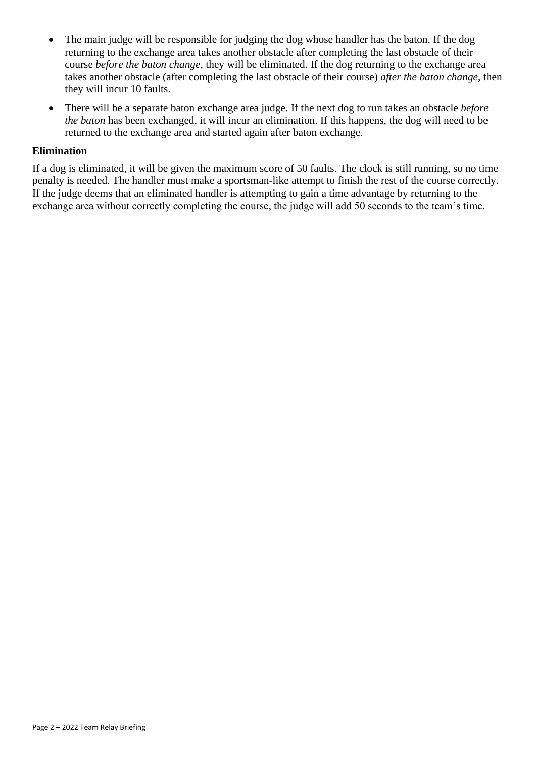- The main judge will be responsible for judging the dog whose handler has the baton. If the dog returning to the exchange area takes another obstacle after completing the last obstacle of their course *before the baton change*, they will be eliminated. If the dog returning to the exchange area takes another obstacle (after completing the last obstacle of their course) *after the baton change*, then they will incur 10 faults.
- There will be a separate baton exchange area judge. If the next dog to run takes an obstacle *before the baton* has been exchanged, it will incur an elimination. If this happens, the dog will need to be returned to the exchange area and started again after baton exchange.

**Elimination**

If a dog is eliminated, it will be given the maximum score of 50 faults. The clock is still running, so no time penalty is needed. The handler must make a sportsman-like attempt to finish the rest of the course correctly. If the judge deems that an eliminated handler is attempting to gain a time advantage by returning to the exchange area without correctly completing the course, the judge will add 50 seconds to the team's time.